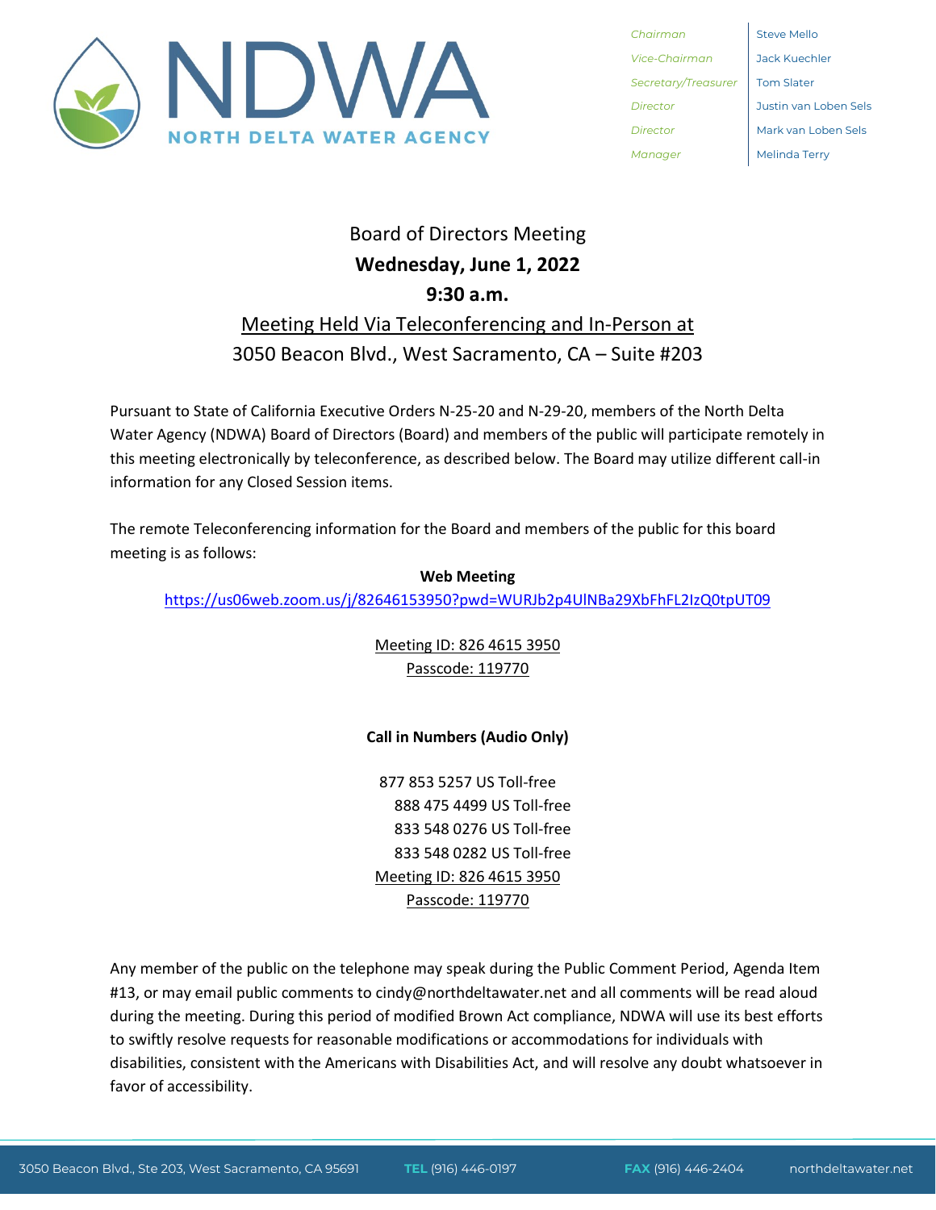# NDWA
**NORTH DELTA WATER AGENCY**

| | |
|---|---|
| *Chairman* | Steve Mello |
| *Vice-Chairman* | Jack Kuechler |
| *Secretary/Treasurer* | Tom Slater |
| *Director* | Justin van Loben Sels |
| *Director* | Mark van Loben Sels |
| *Manager* | Melinda Terry |

## Board of Directors Meeting
## **Wednesday, June 1, 2022**
## **9:30 a.m.**
## Meeting Held Via Teleconferencing and In-Person at
## 3050 Beacon Blvd., West Sacramento, CA – Suite #203

Pursuant to State of California Executive Orders N-25-20 and N-29-20, members of the North Delta Water Agency (NDWA) Board of Directors (Board) and members of the public will participate remotely in this meeting electronically by teleconference, as described below. The Board may utilize different call-in information for any Closed Session items.

The remote Teleconferencing information for the Board and members of the public for this board meeting is as follows:

**Web Meeting**

https://us06web.zoom.us/j/82646153950?pwd=WURJb2p4UlNBa29XbFhFL2IzQ0tpUT09

Meeting ID: 826 4615 3950
Passcode: 119770

**Call in Numbers (Audio Only)**

877 853 5257 US Toll-free
888 475 4499 US Toll-free
833 548 0276 US Toll-free
833 548 0282 US Toll-free
Meeting ID: 826 4615 3950
Passcode: 119770

Any member of the public on the telephone may speak during the Public Comment Period, Agenda Item #13, or may email public comments to cindy@northdeltawater.net and all comments will be read aloud during the meeting. During this period of modified Brown Act compliance, NDWA will use its best efforts to swiftly resolve requests for reasonable modifications or accommodations for individuals with disabilities, consistent with the Americans with Disabilities Act, and will resolve any doubt whatsoever in favor of accessibility.

3050 Beacon Blvd., Ste 203, West Sacramento, CA 95691 **TEL** (916) 446-0197 **FAX** (916) 446-2404 northdeltawater.net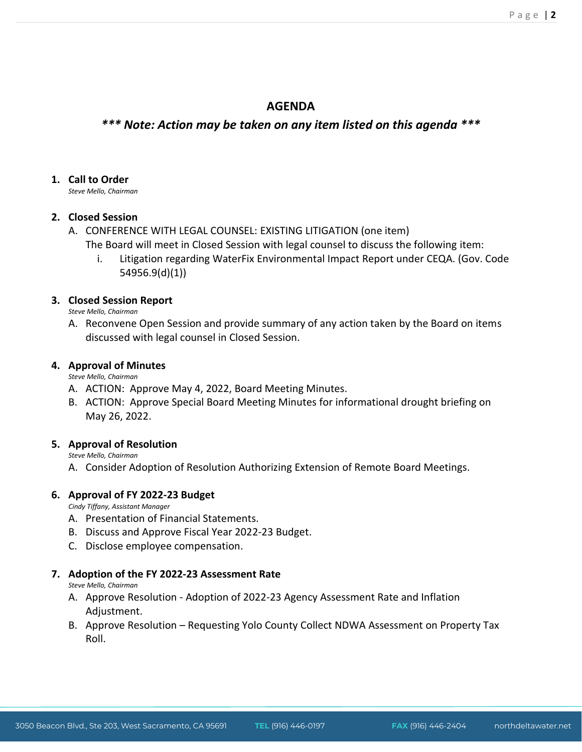## AGENDA

### *** Note: Action may be taken on any item listed on this agenda ***

1. **Call to Order**
   *Steve Mello, Chairman*

2. **Closed Session**
   A. CONFERENCE WITH LEGAL COUNSEL: EXISTING LITIGATION (one item)
   The Board will meet in Closed Session with legal counsel to discuss the following item:
      i. Litigation regarding WaterFix Environmental Impact Report under CEQA. (Gov. Code 54956.9(d)(1))

3. **Closed Session Report**
   *Steve Mello, Chairman*
   A. Reconvene Open Session and provide summary of any action taken by the Board on items discussed with legal counsel in Closed Session.

4. **Approval of Minutes**
   *Steve Mello, Chairman*
   A. ACTION: Approve May 4, 2022, Board Meeting Minutes.
   B. ACTION: Approve Special Board Meeting Minutes for informational drought briefing on May 26, 2022.

5. **Approval of Resolution**
   *Steve Mello, Chairman*
   A. Consider Adoption of Resolution Authorizing Extension of Remote Board Meetings.

6. **Approval of FY 2022-23 Budget**
   *Cindy Tiffany, Assistant Manager*
   A. Presentation of Financial Statements.
   B. Discuss and Approve Fiscal Year 2022-23 Budget.
   C. Disclose employee compensation.

7. **Adoption of the FY 2022-23 Assessment Rate**
   *Steve Mello, Chairman*
   A. Approve Resolution - Adoption of 2022-23 Agency Assessment Rate and Inflation Adjustment.
   B. Approve Resolution – Requesting Yolo County Collect NDWA Assessment on Property Tax Roll.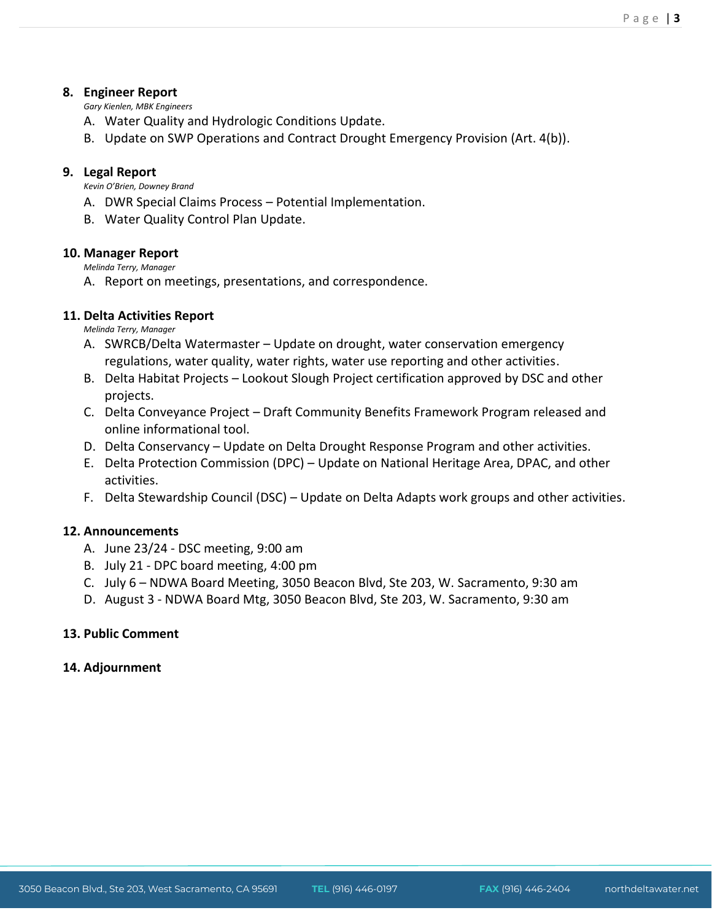**8. Engineer Report**

*Gary Kienlen, MBK Engineers*

A. Water Quality and Hydrologic Conditions Update.

B. Update on SWP Operations and Contract Drought Emergency Provision (Art. 4(b)).

**9. Legal Report**

*Kevin O'Brien, Downey Brand*

A. DWR Special Claims Process – Potential Implementation.

B. Water Quality Control Plan Update.

**10. Manager Report**

*Melinda Terry, Manager*

A. Report on meetings, presentations, and correspondence.

**11. Delta Activities Report**

*Melinda Terry, Manager*

A. SWRCB/Delta Watermaster – Update on drought, water conservation emergency regulations, water quality, water rights, water use reporting and other activities.

B. Delta Habitat Projects – Lookout Slough Project certification approved by DSC and other projects.

C. Delta Conveyance Project – Draft Community Benefits Framework Program released and online informational tool.

D. Delta Conservancy – Update on Delta Drought Response Program and other activities.

E. Delta Protection Commission (DPC) – Update on National Heritage Area, DPAC, and other activities.

F. Delta Stewardship Council (DSC) – Update on Delta Adapts work groups and other activities.

**12. Announcements**

A. June 23/24 - DSC meeting, 9:00 am

B. July 21 - DPC board meeting, 4:00 pm

C. July 6 – NDWA Board Meeting, 3050 Beacon Blvd, Ste 203, W. Sacramento, 9:30 am

D. August 3 - NDWA Board Mtg, 3050 Beacon Blvd, Ste 203, W. Sacramento, 9:30 am

**13. Public Comment**

**14. Adjournment**

3050 Beacon Blvd., Ste 203, West Sacramento, CA 95691 **TEL** (916) 446-0197 **FAX** (916) 446-2404 northdeltawater.net